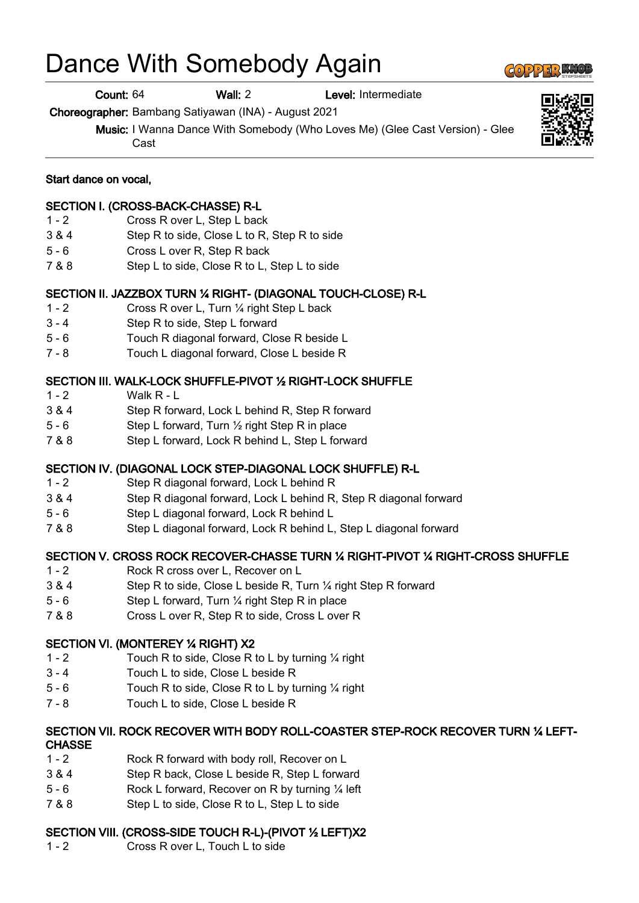# Dance With Somebody Again

**Count:** 64 **Wall:** 2 **Level:** Intermediate

**Choreographer:** Bambang Satiyawan (INA) - August 2021

**Music:** I Wanna Dance With Somebody (Who Loves Me) (Glee Cast Version) - Glee Cast

**Start dance on vocal,**

**SECTION I. (CROSS-BACK-CHASSE) R-L**

| | |
|---|---|
| 1 - 2 | Cross R over L, Step L back |
| 3 & 4 | Step R to side, Close L to R, Step R to side |
| 5 - 6 | Cross L over R, Step R back |
| 7 & 8 | Step L to side, Close R to L, Step L to side |

**SECTION II. JAZZBOX TURN ¼ RIGHT- (DIAGONAL TOUCH-CLOSE) R-L**

| | |
|---|---|
| 1 - 2 | Cross R over L, Turn ¼ right Step L back |
| 3 - 4 | Step R to side, Step L forward |
| 5 - 6 | Touch R diagonal forward, Close R beside L |
| 7 - 8 | Touch L diagonal forward, Close L beside R |

**SECTION III. WALK-LOCK SHUFFLE-PIVOT ½ RIGHT-LOCK SHUFFLE**

| | |
|---|---|
| 1 - 2 | Walk R - L |
| 3 & 4 | Step R forward, Lock L behind R, Step R forward |
| 5 - 6 | Step L forward, Turn ½ right Step R in place |
| 7 & 8 | Step L forward, Lock R behind L, Step L forward |

**SECTION IV. (DIAGONAL LOCK STEP-DIAGONAL LOCK SHUFFLE) R-L**

| | |
|---|---|
| 1 - 2 | Step R diagonal forward, Lock L behind R |
| 3 & 4 | Step R diagonal forward, Lock L behind R, Step R diagonal forward |
| 5 - 6 | Step L diagonal forward, Lock R behind L |
| 7 & 8 | Step L diagonal forward, Lock R behind L, Step L diagonal forward |

**SECTION V. CROSS ROCK RECOVER-CHASSE TURN ¼ RIGHT-PIVOT ¼ RIGHT-CROSS SHUFFLE**

| | |
|---|---|
| 1 - 2 | Rock R cross over L, Recover on L |
| 3 & 4 | Step R to side, Close L beside R, Turn ¼ right Step R forward |
| 5 - 6 | Step L forward, Turn ¼ right Step R in place |
| 7 & 8 | Cross L over R, Step R to side, Cross L over R |

**SECTION VI. (MONTEREY ¼ RIGHT) X2**

| | |
|---|---|
| 1 - 2 | Touch R to side, Close R to L by turning ¼ right |
| 3 - 4 | Touch L to side, Close L beside R |
| 5 - 6 | Touch R to side, Close R to L by turning ¼ right |
| 7 - 8 | Touch L to side, Close L beside R |

**SECTION VII. ROCK RECOVER WITH BODY ROLL-COASTER STEP-ROCK RECOVER TURN ¼ LEFT-CHASSE**

| | |
|---|---|
| 1 - 2 | Rock R forward with body roll, Recover on L |
| 3 & 4 | Step R back, Close L beside R, Step L forward |
| 5 - 6 | Rock L forward, Recover on R by turning ¼ left |
| 7 & 8 | Step L to side, Close R to L, Step L to side |

**SECTION VIII. (CROSS-SIDE TOUCH R-L)-(PIVOT ½ LEFT)X2**

| | |
|---|---|
| 1 - 2 | Cross R over L, Touch L to side |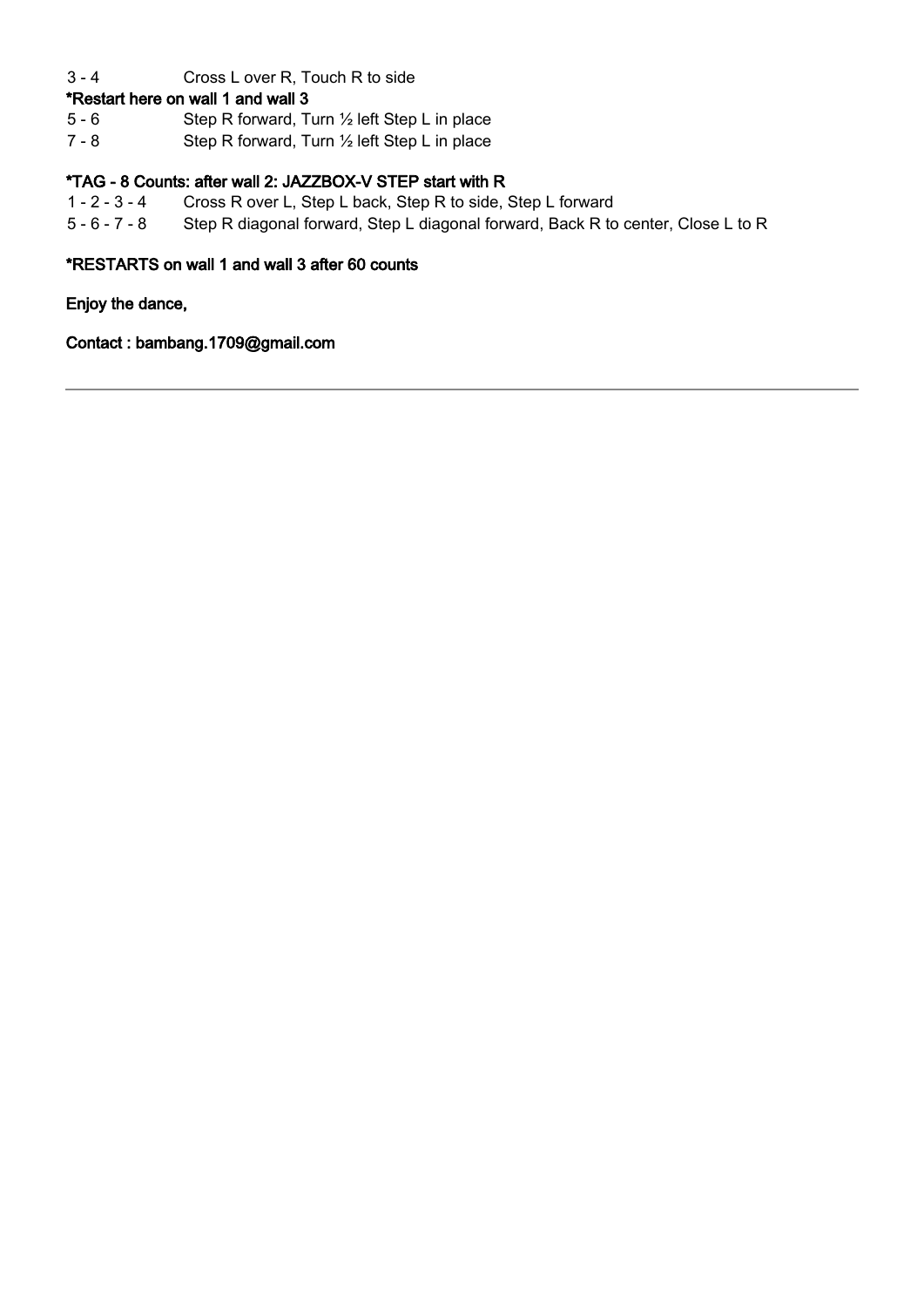3 - 4 Cross L over R, Touch R to side

**\*Restart here on wall 1 and wall 3**

5 - 6 Step R forward, Turn ½ left Step L in place

7 - 8 Step R forward, Turn ½ left Step L in place

**\*TAG - 8 Counts: after wall 2: JAZZBOX-V STEP start with R**

1 - 2 - 3 - 4 Cross R over L, Step L back, Step R to side, Step L forward

5 - 6 - 7 - 8 Step R diagonal forward, Step L diagonal forward, Back R to center, Close L to R

**\*RESTARTS on wall 1 and wall 3 after 60 counts**

**Enjoy the dance,**

**Contact : bambang.1709@gmail.com**

---